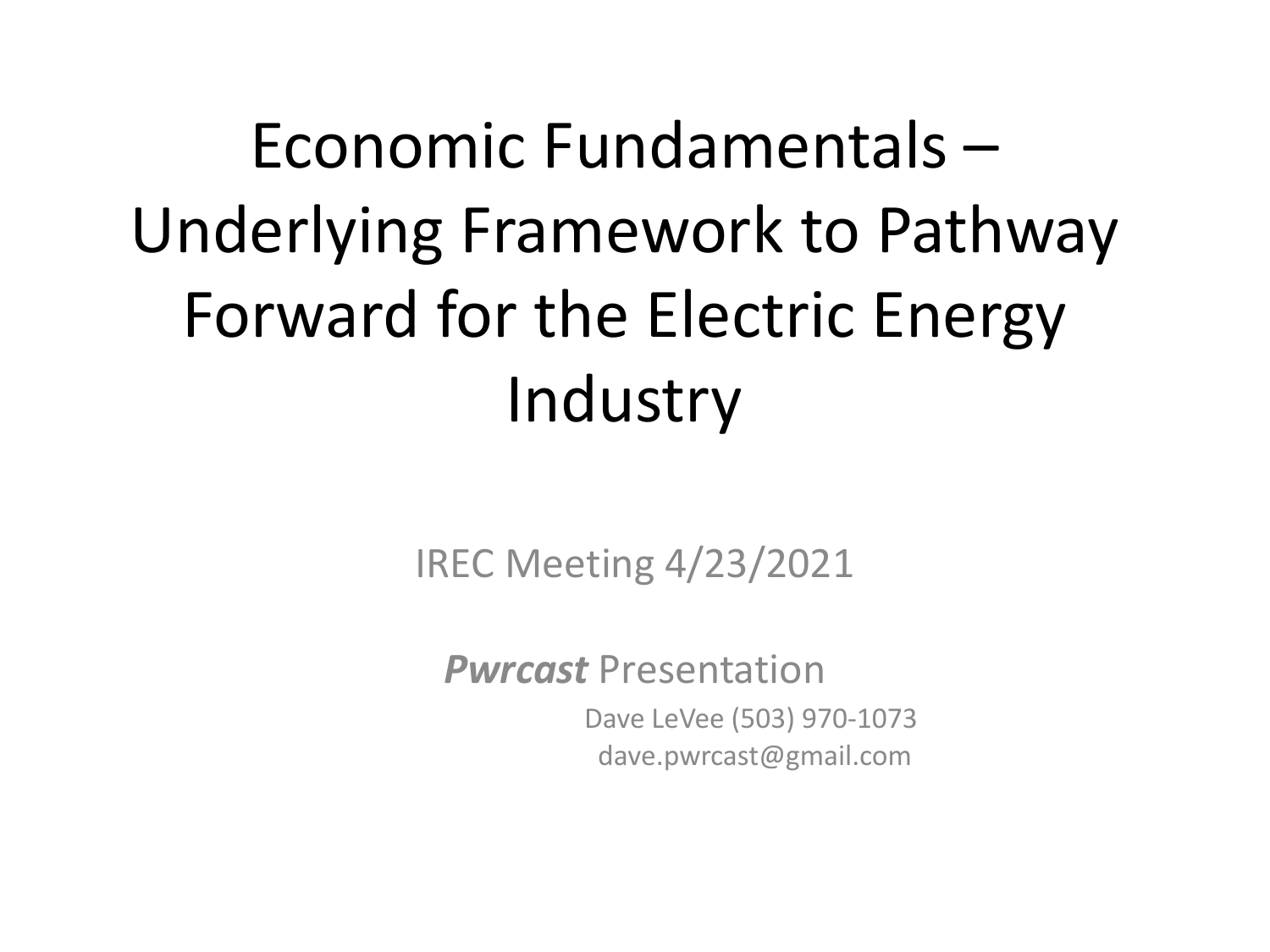# Economic Fundamentals – Underlying Framework to Pathway Forward for the Electric Energy Industry

IREC Meeting 4/23/2021

***Pwrcast*** Presentation

Dave LeVee (503) 970-1073
dave.pwrcast@gmail.com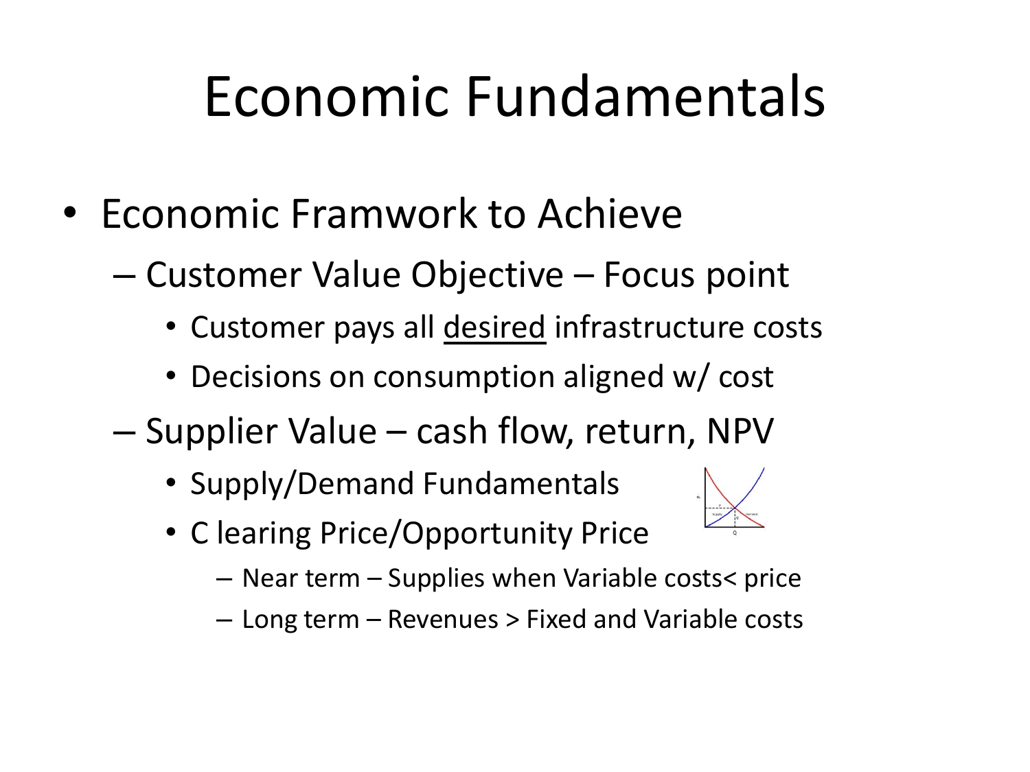# Economic Fundamentals

- Economic Framwork to Achieve
  - Customer Value Objective – Focus point
    - Customer pays all <u>desired</u> infrastructure costs
    - Decisions on consumption aligned w/ cost
  - Supplier Value – cash flow, return, NPV
    - Supply/Demand Fundamentals
    - C learing Price/Opportunity Price
      - Near term – Supplies when Variable costs< price
      - Long term – Revenues > Fixed and Variable costs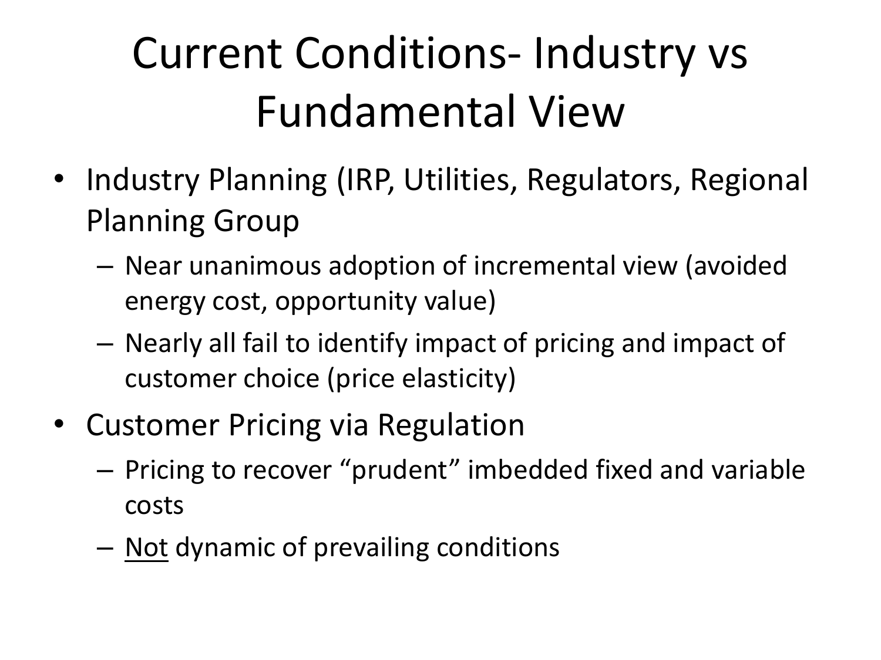# Current Conditions- Industry vs Fundamental View

- Industry Planning (IRP, Utilities, Regulators, Regional Planning Group
  - Near unanimous adoption of incremental view (avoided energy cost, opportunity value)
  - Nearly all fail to identify impact of pricing and impact of customer choice (price elasticity)
- Customer Pricing via Regulation
  - Pricing to recover “prudent” imbedded fixed and variable costs
  - <u>Not</u> dynamic of prevailing conditions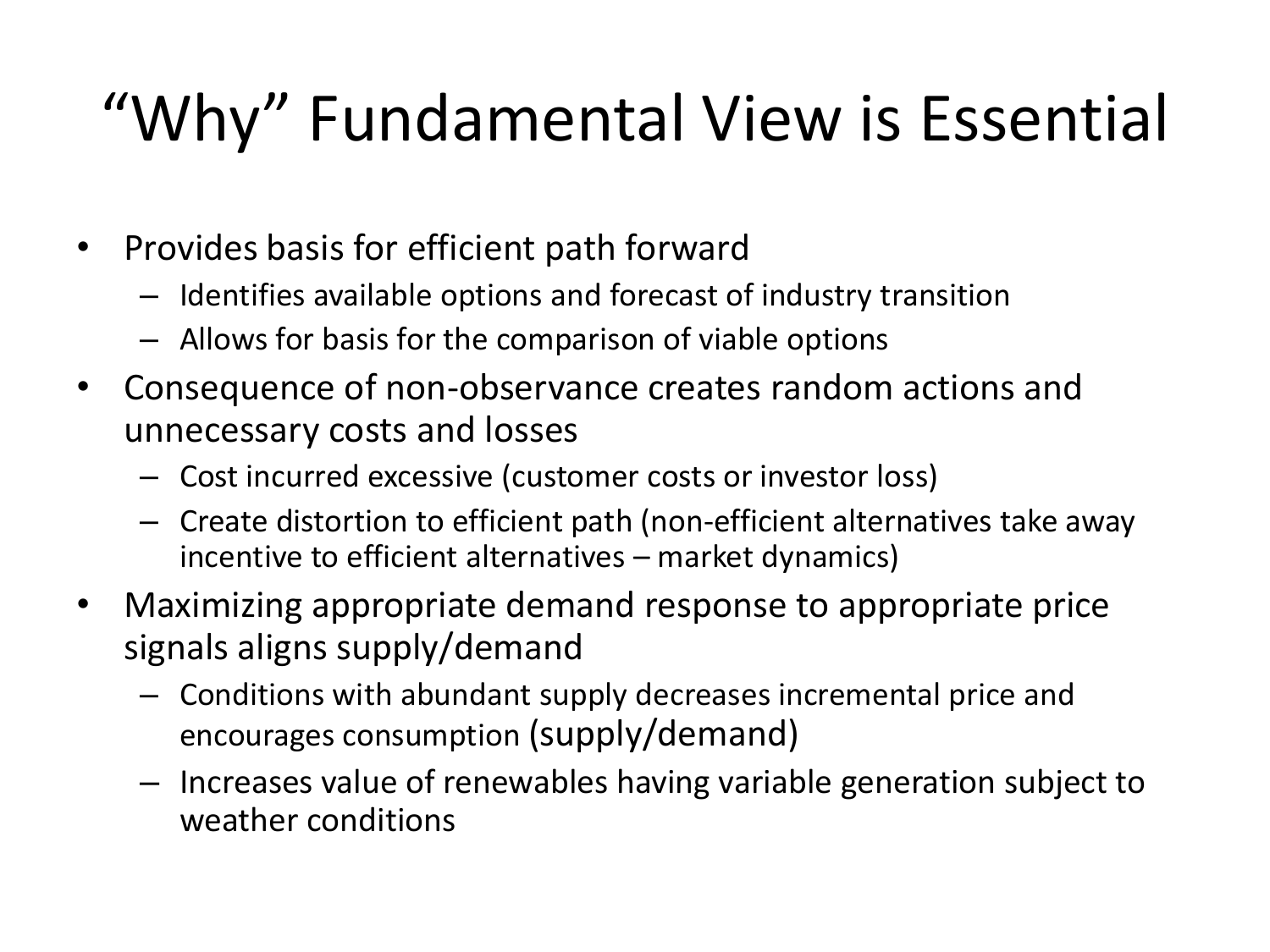# "Why" Fundamental View is Essential

- Provides basis for efficient path forward
  - Identifies available options and forecast of industry transition
  - Allows for basis for the comparison of viable options
- Consequence of non-observance creates random actions and unnecessary costs and losses
  - Cost incurred excessive (customer costs or investor loss)
  - Create distortion to efficient path (non-efficient alternatives take away incentive to efficient alternatives – market dynamics)
- Maximizing appropriate demand response to appropriate price signals aligns supply/demand
  - Conditions with abundant supply decreases incremental price and encourages consumption (supply/demand)
  - Increases value of renewables having variable generation subject to weather conditions